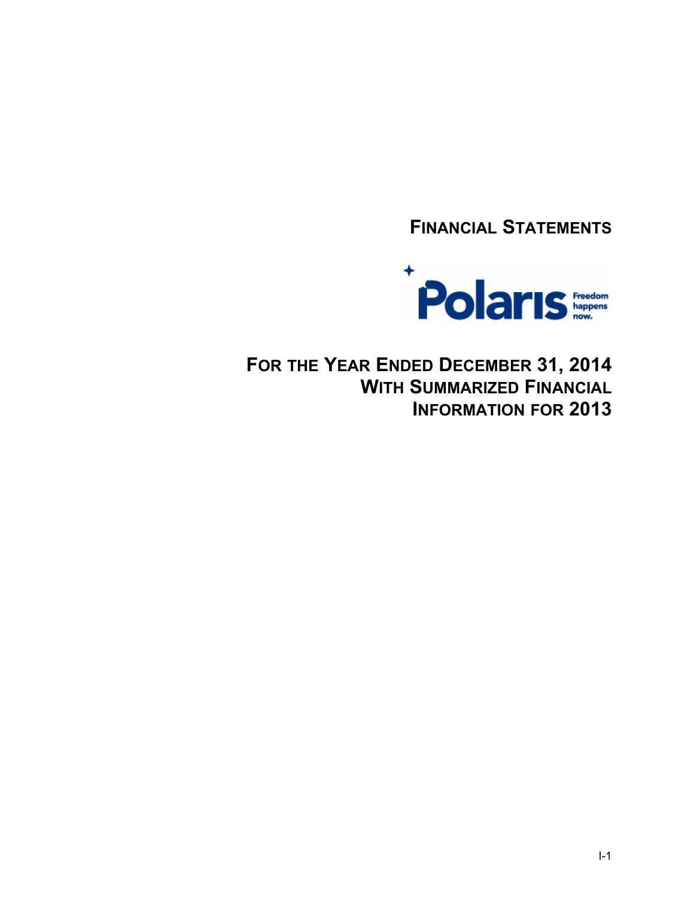# FINANCIAL STATEMENTS

Polaris Freedom happens now.

## FOR THE YEAR ENDED DECEMBER 31, 2014 WITH SUMMARIZED FINANCIAL INFORMATION FOR 2013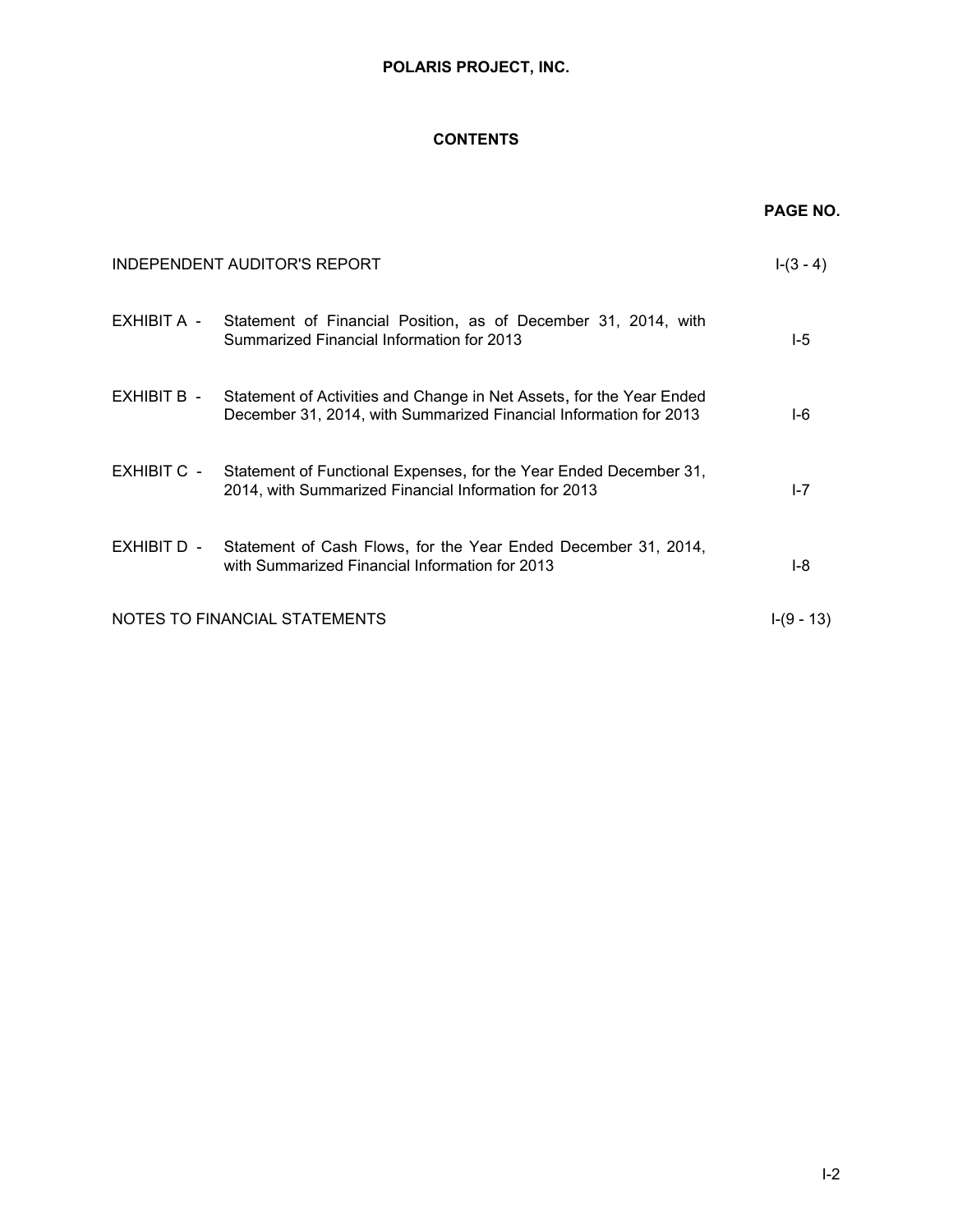# POLARIS PROJECT, INC.

## CONTENTS

| | | PAGE NO. |
|---|---|---|
| INDEPENDENT AUDITOR'S REPORT | | I-(3 - 4) |
| EXHIBIT A - | Statement of Financial Position, as of December 31, 2014, with Summarized Financial Information for 2013 | I-5 |
| EXHIBIT B - | Statement of Activities and Change in Net Assets, for the Year Ended December 31, 2014, with Summarized Financial Information for 2013 | I-6 |
| EXHIBIT C - | Statement of Functional Expenses, for the Year Ended December 31, 2014, with Summarized Financial Information for 2013 | I-7 |
| EXHIBIT D - | Statement of Cash Flows, for the Year Ended December 31, 2014, with Summarized Financial Information for 2013 | I-8 |
| NOTES TO FINANCIAL STATEMENTS | | I-(9 - 13) |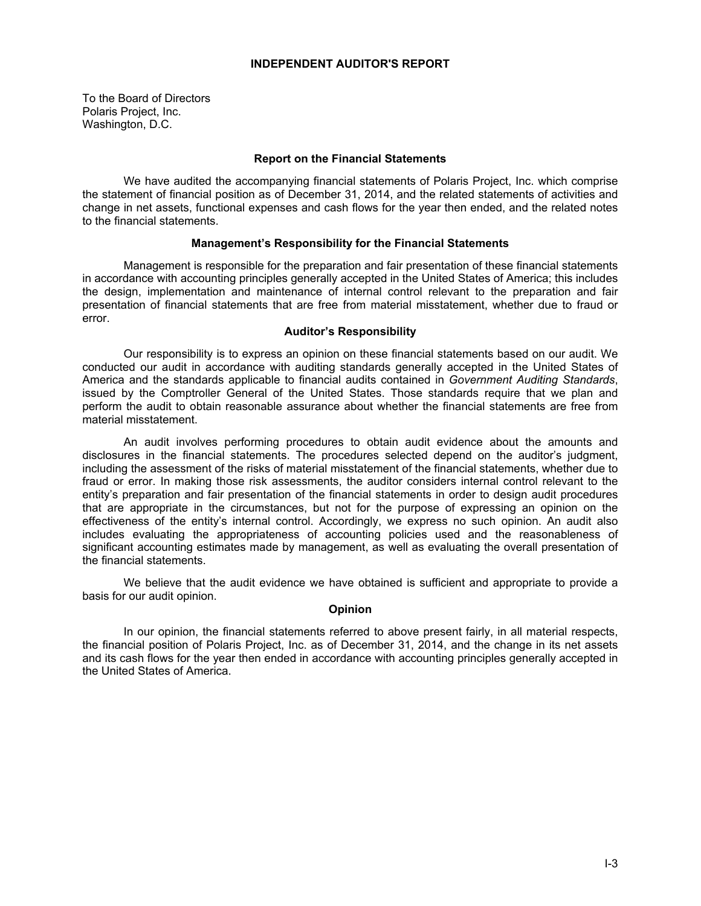# INDEPENDENT AUDITOR'S REPORT

To the Board of Directors
Polaris Project, Inc.
Washington, D.C.

## Report on the Financial Statements

We have audited the accompanying financial statements of Polaris Project, Inc. which comprise the statement of financial position as of December 31, 2014, and the related statements of activities and change in net assets, functional expenses and cash flows for the year then ended, and the related notes to the financial statements.

## Management's Responsibility for the Financial Statements

Management is responsible for the preparation and fair presentation of these financial statements in accordance with accounting principles generally accepted in the United States of America; this includes the design, implementation and maintenance of internal control relevant to the preparation and fair presentation of financial statements that are free from material misstatement, whether due to fraud or error.

## Auditor's Responsibility

Our responsibility is to express an opinion on these financial statements based on our audit. We conducted our audit in accordance with auditing standards generally accepted in the United States of America and the standards applicable to financial audits contained in *Government Auditing Standards*, issued by the Comptroller General of the United States. Those standards require that we plan and perform the audit to obtain reasonable assurance about whether the financial statements are free from material misstatement.

An audit involves performing procedures to obtain audit evidence about the amounts and disclosures in the financial statements. The procedures selected depend on the auditor's judgment, including the assessment of the risks of material misstatement of the financial statements, whether due to fraud or error. In making those risk assessments, the auditor considers internal control relevant to the entity's preparation and fair presentation of the financial statements in order to design audit procedures that are appropriate in the circumstances, but not for the purpose of expressing an opinion on the effectiveness of the entity's internal control. Accordingly, we express no such opinion. An audit also includes evaluating the appropriateness of accounting policies used and the reasonableness of significant accounting estimates made by management, as well as evaluating the overall presentation of the financial statements.

We believe that the audit evidence we have obtained is sufficient and appropriate to provide a basis for our audit opinion.

## Opinion

In our opinion, the financial statements referred to above present fairly, in all material respects, the financial position of Polaris Project, Inc. as of December 31, 2014, and the change in its net assets and its cash flows for the year then ended in accordance with accounting principles generally accepted in the United States of America.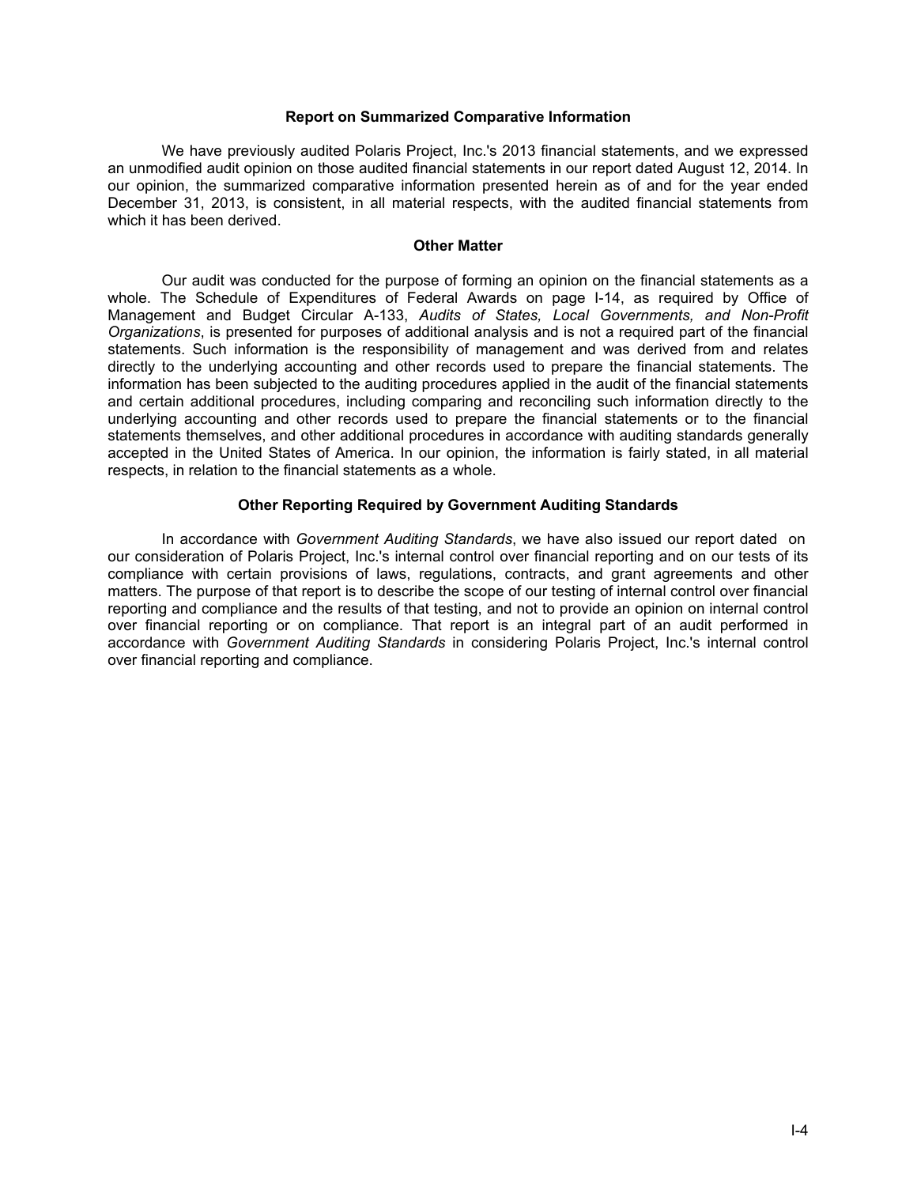### Report on Summarized Comparative Information

We have previously audited Polaris Project, Inc.'s 2013 financial statements, and we expressed an unmodified audit opinion on those audited financial statements in our report dated August 12, 2014. In our opinion, the summarized comparative information presented herein as of and for the year ended December 31, 2013, is consistent, in all material respects, with the audited financial statements from which it has been derived.

### Other Matter

Our audit was conducted for the purpose of forming an opinion on the financial statements as a whole. The Schedule of Expenditures of Federal Awards on page I-14, as required by Office of Management and Budget Circular A-133, *Audits of States, Local Governments, and Non-Profit Organizations*, is presented for purposes of additional analysis and is not a required part of the financial statements. Such information is the responsibility of management and was derived from and relates directly to the underlying accounting and other records used to prepare the financial statements. The information has been subjected to the auditing procedures applied in the audit of the financial statements and certain additional procedures, including comparing and reconciling such information directly to the underlying accounting and other records used to prepare the financial statements or to the financial statements themselves, and other additional procedures in accordance with auditing standards generally accepted in the United States of America. In our opinion, the information is fairly stated, in all material respects, in relation to the financial statements as a whole.

### Other Reporting Required by Government Auditing Standards

In accordance with *Government Auditing Standards*, we have also issued our report dated on our consideration of Polaris Project, Inc.'s internal control over financial reporting and on our tests of its compliance with certain provisions of laws, regulations, contracts, and grant agreements and other matters. The purpose of that report is to describe the scope of our testing of internal control over financial reporting and compliance and the results of that testing, and not to provide an opinion on internal control over financial reporting or on compliance. That report is an integral part of an audit performed in accordance with *Government Auditing Standards* in considering Polaris Project, Inc.'s internal control over financial reporting and compliance.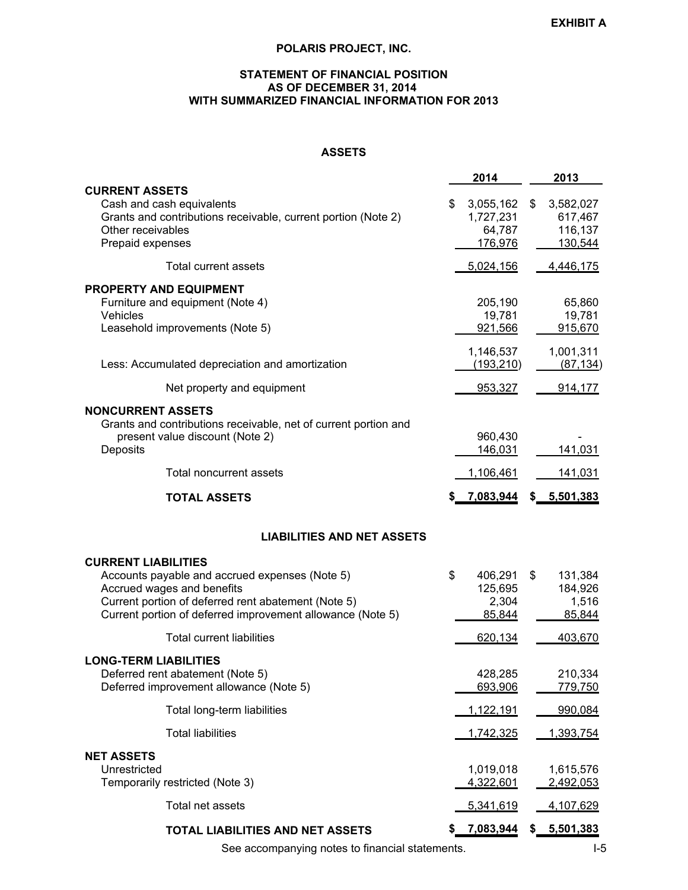**EXHIBIT A**

# POLARIS PROJECT, INC.

## STATEMENT OF FINANCIAL POSITION
## AS OF DECEMBER 31, 2014
## WITH SUMMARIZED FINANCIAL INFORMATION FOR 2013

### ASSETS

| | 2014 | 2013 |
|---|---|---|
| **CURRENT ASSETS** | | |
| Cash and cash equivalents | $ 3,055,162 | $ 3,582,027 |
| Grants and contributions receivable, current portion (Note 2) | 1,727,231 | 617,467 |
| Other receivables | 64,787 | 116,137 |
| Prepaid expenses | 176,976 | 130,544 |
| Total current assets | 5,024,156 | 4,446,175 |
| **PROPERTY AND EQUIPMENT** | | |
| Furniture and equipment (Note 4) | 205,190 | 65,860 |
| Vehicles | 19,781 | 19,781 |
| Leasehold improvements (Note 5) | 921,566 | 915,670 |
| | 1,146,537 | 1,001,311 |
| Less: Accumulated depreciation and amortization | (193,210) | (87,134) |
| Net property and equipment | 953,327 | 914,177 |
| **NONCURRENT ASSETS** | | |
| Grants and contributions receivable, net of current portion and present value discount (Note 2) | 960,430 | - |
| Deposits | 146,031 | 141,031 |
| Total noncurrent assets | 1,106,461 | 141,031 |
| **TOTAL ASSETS** | **$ 7,083,944** | **$ 5,501,383** |

### LIABILITIES AND NET ASSETS

| | 2014 | 2013 |
|---|---|---|
| **CURRENT LIABILITIES** | | |
| Accounts payable and accrued expenses (Note 5) | $ 406,291 | $ 131,384 |
| Accrued wages and benefits | 125,695 | 184,926 |
| Current portion of deferred rent abatement (Note 5) | 2,304 | 1,516 |
| Current portion of deferred improvement allowance (Note 5) | 85,844 | 85,844 |
| Total current liabilities | 620,134 | 403,670 |
| **LONG-TERM LIABILITIES** | | |
| Deferred rent abatement (Note 5) | 428,285 | 210,334 |
| Deferred improvement allowance (Note 5) | 693,906 | 779,750 |
| Total long-term liabilities | 1,122,191 | 990,084 |
| Total liabilities | 1,742,325 | 1,393,754 |
| **NET ASSETS** | | |
| Unrestricted | 1,019,018 | 1,615,576 |
| Temporarily restricted (Note 3) | 4,322,601 | 2,492,053 |
| Total net assets | 5,341,619 | 4,107,629 |
| **TOTAL LIABILITIES AND NET ASSETS** | **$ 7,083,944** | **$ 5,501,383** |

See accompanying notes to financial statements.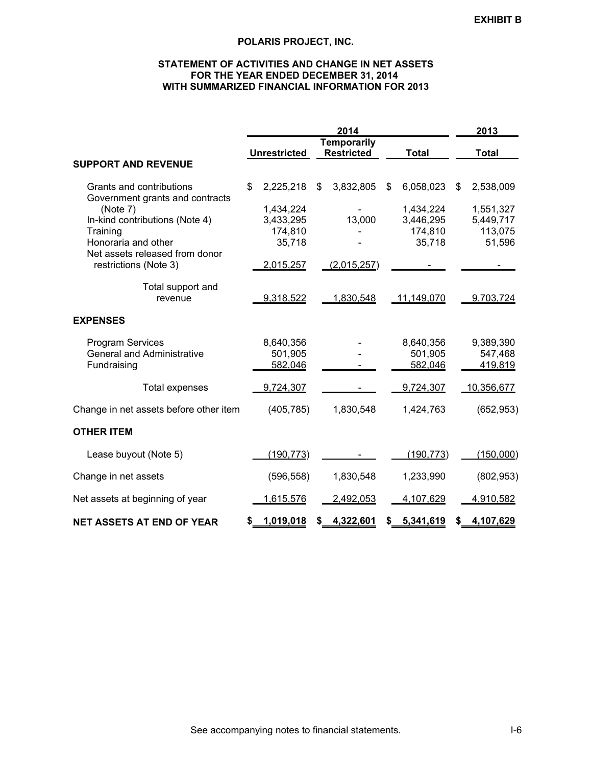**EXHIBIT B**

## POLARIS PROJECT, INC.

### STATEMENT OF ACTIVITIES AND CHANGE IN NET ASSETS
### FOR THE YEAR ENDED DECEMBER 31, 2014
### WITH SUMMARIZED FINANCIAL INFORMATION FOR 2013

| | 2014 | | | 2013 |
|---|---|---|---|---|
| | Unrestricted | Temporarily Restricted | Total | Total |
| **SUPPORT AND REVENUE** | | | | |
| Grants and contributions | $ 2,225,218 | $ 3,832,805 | $ 6,058,023 | $ 2,538,009 |
| Government grants and contracts (Note 7) | 1,434,224 | - | 1,434,224 | 1,551,327 |
| In-kind contributions (Note 4) | 3,433,295 | 13,000 | 3,446,295 | 5,449,717 |
| Training | 174,810 | - | 174,810 | 113,075 |
| Honoraria and other | 35,718 | - | 35,718 | 51,596 |
| Net assets released from donor restrictions (Note 3) | 2,015,257 | (2,015,257) | - | - |
| Total support and revenue | 9,318,522 | 1,830,548 | 11,149,070 | 9,703,724 |
| **EXPENSES** | | | | |
| Program Services | 8,640,356 | - | 8,640,356 | 9,389,390 |
| General and Administrative | 501,905 | - | 501,905 | 547,468 |
| Fundraising | 582,046 | - | 582,046 | 419,819 |
| Total expenses | 9,724,307 | - | 9,724,307 | 10,356,677 |
| Change in net assets before other item | (405,785) | 1,830,548 | 1,424,763 | (652,953) |
| **OTHER ITEM** | | | | |
| Lease buyout (Note 5) | (190,773) | - | (190,773) | (150,000) |
| Change in net assets | (596,558) | 1,830,548 | 1,233,990 | (802,953) |
| Net assets at beginning of year | 1,615,576 | 2,492,053 | 4,107,629 | 4,910,582 |
| **NET ASSETS AT END OF YEAR** | **$ 1,019,018** | **$ 4,322,601** | **$ 5,341,619** | **$ 4,107,629** |

See accompanying notes to financial statements.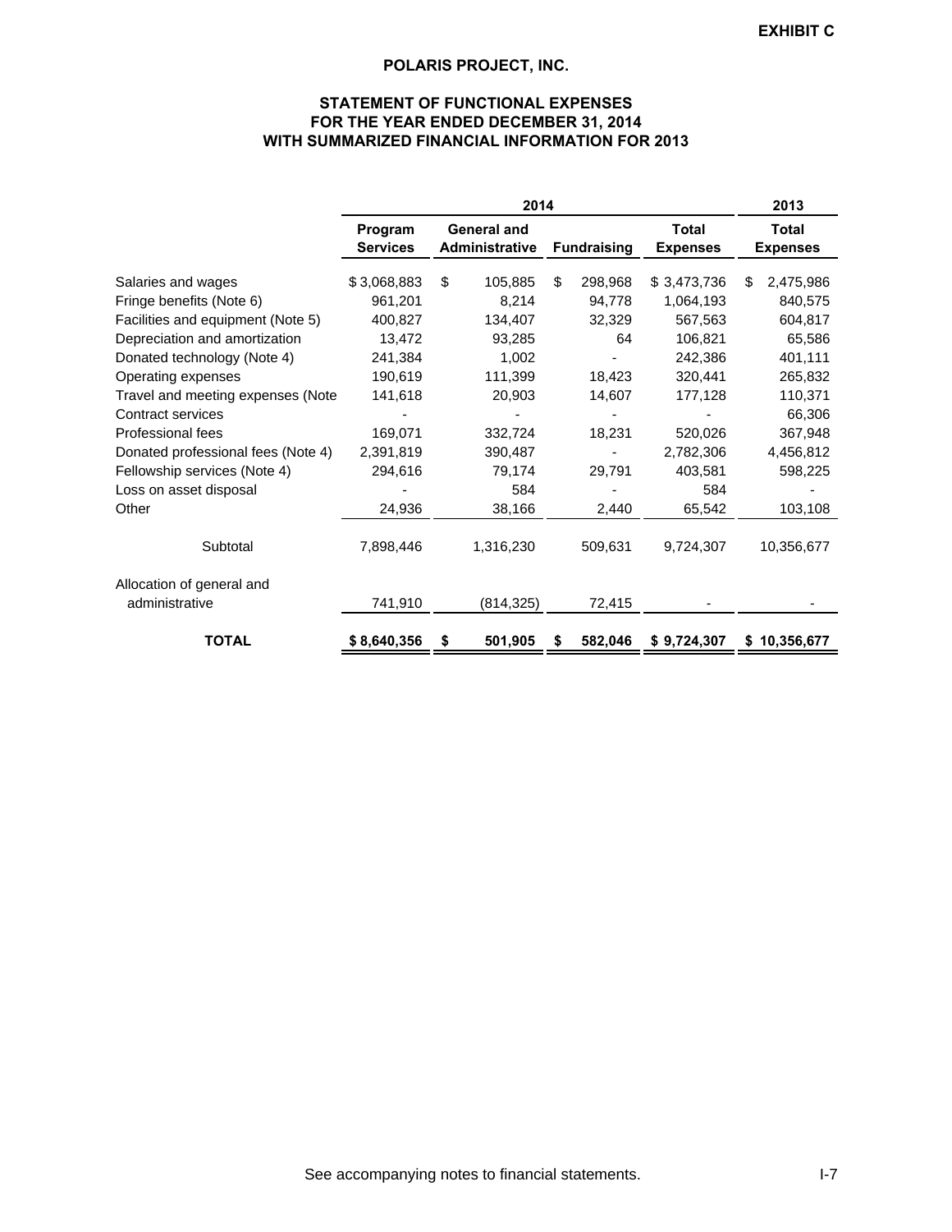**EXHIBIT C**

## POLARIS PROJECT, INC.

### STATEMENT OF FUNCTIONAL EXPENSES
### FOR THE YEAR ENDED DECEMBER 31, 2014
### WITH SUMMARIZED FINANCIAL INFORMATION FOR 2013

| | 2014 | | | | 2013 |
|---|---|---|---|---|---|
| | Program Services | General and Administrative | Fundraising | Total Expenses | Total Expenses |
| Salaries and wages | $ 3,068,883 | $ 105,885 | $ 298,968 | $ 3,473,736 | $ 2,475,986 |
| Fringe benefits (Note 6) | 961,201 | 8,214 | 94,778 | 1,064,193 | 840,575 |
| Facilities and equipment (Note 5) | 400,827 | 134,407 | 32,329 | 567,563 | 604,817 |
| Depreciation and amortization | 13,472 | 93,285 | 64 | 106,821 | 65,586 |
| Donated technology (Note 4) | 241,384 | 1,002 | - | 242,386 | 401,111 |
| Operating expenses | 190,619 | 111,399 | 18,423 | 320,441 | 265,832 |
| Travel and meeting expenses (Note | 141,618 | 20,903 | 14,607 | 177,128 | 110,371 |
| Contract services | - | - | - | - | 66,306 |
| Professional fees | 169,071 | 332,724 | 18,231 | 520,026 | 367,948 |
| Donated professional fees (Note 4) | 2,391,819 | 390,487 | - | 2,782,306 | 4,456,812 |
| Fellowship services (Note 4) | 294,616 | 79,174 | 29,791 | 403,581 | 598,225 |
| Loss on asset disposal | - | 584 | - | 584 | - |
| Other | 24,936 | 38,166 | 2,440 | 65,542 | 103,108 |
| Subtotal | 7,898,446 | 1,316,230 | 509,631 | 9,724,307 | 10,356,677 |
| Allocation of general and administrative | 741,910 | (814,325) | 72,415 | - | - |
| **TOTAL** | **$ 8,640,356** | **$ 501,905** | **$ 582,046** | **$ 9,724,307** | **$ 10,356,677** |

See accompanying notes to financial statements.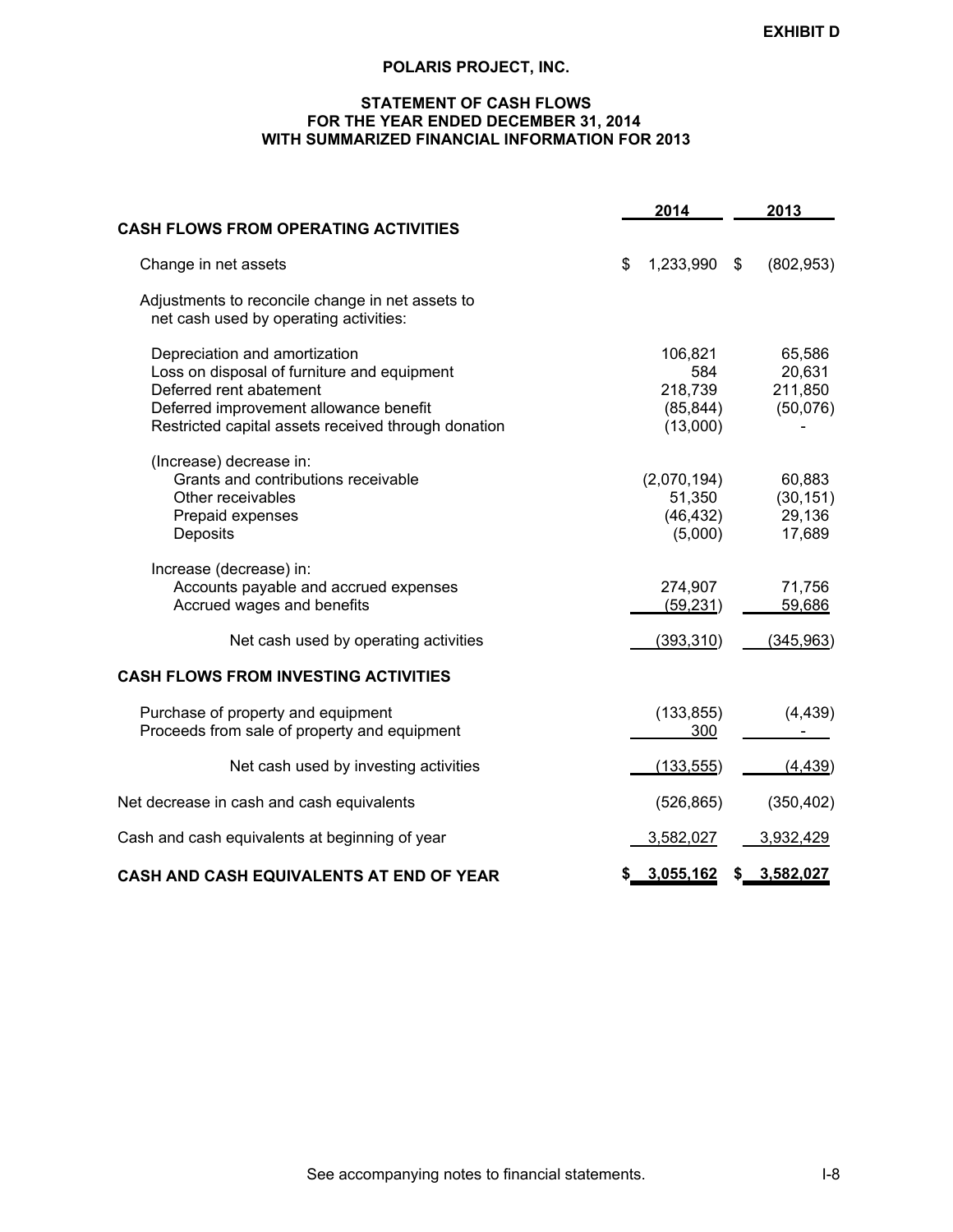EXHIBIT D

# POLARIS PROJECT, INC.

## STATEMENT OF CASH FLOWS FOR THE YEAR ENDED DECEMBER 31, 2014 WITH SUMMARIZED FINANCIAL INFORMATION FOR 2013

| | 2014 | 2013 |
|---|---|---|
| **CASH FLOWS FROM OPERATING ACTIVITIES** | | |
| Change in net assets | $ 1,233,990 | $ (802,953) |
| Adjustments to reconcile change in net assets to net cash used by operating activities: | | |
| Depreciation and amortization | 106,821 | 65,586 |
| Loss on disposal of furniture and equipment | 584 | 20,631 |
| Deferred rent abatement | 218,739 | 211,850 |
| Deferred improvement allowance benefit | (85,844) | (50,076) |
| Restricted capital assets received through donation | (13,000) | - |
| (Increase) decrease in: | | |
| Grants and contributions receivable | (2,070,194) | 60,883 |
| Other receivables | 51,350 | (30,151) |
| Prepaid expenses | (46,432) | 29,136 |
| Deposits | (5,000) | 17,689 |
| Increase (decrease) in: | | |
| Accounts payable and accrued expenses | 274,907 | 71,756 |
| Accrued wages and benefits | (59,231) | 59,686 |
| Net cash used by operating activities | (393,310) | (345,963) |
| **CASH FLOWS FROM INVESTING ACTIVITIES** | | |
| Purchase of property and equipment | (133,855) | (4,439) |
| Proceeds from sale of property and equipment | 300 | - |
| Net cash used by investing activities | (133,555) | (4,439) |
| Net decrease in cash and cash equivalents | (526,865) | (350,402) |
| Cash and cash equivalents at beginning of year | 3,582,027 | 3,932,429 |
| **CASH AND CASH EQUIVALENTS AT END OF YEAR** | **$ 3,055,162** | **$ 3,582,027** |

See accompanying notes to financial statements.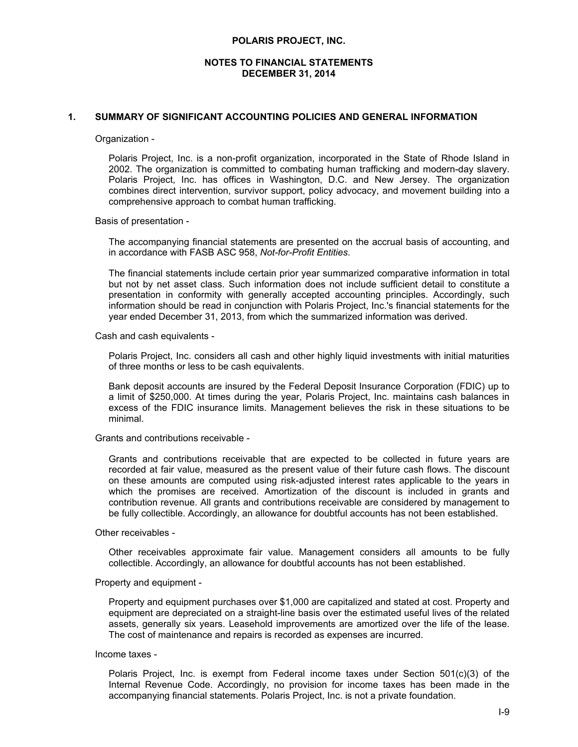# POLARIS PROJECT, INC.

## NOTES TO FINANCIAL STATEMENTS
## DECEMBER 31, 2014

### 1. SUMMARY OF SIGNIFICANT ACCOUNTING POLICIES AND GENERAL INFORMATION

Organization -

Polaris Project, Inc. is a non-profit organization, incorporated in the State of Rhode Island in 2002. The organization is committed to combating human trafficking and modern-day slavery. Polaris Project, Inc. has offices in Washington, D.C. and New Jersey. The organization combines direct intervention, survivor support, policy advocacy, and movement building into a comprehensive approach to combat human trafficking.

Basis of presentation -

The accompanying financial statements are presented on the accrual basis of accounting, and in accordance with FASB ASC 958, *Not-for-Profit Entities*.

The financial statements include certain prior year summarized comparative information in total but not by net asset class. Such information does not include sufficient detail to constitute a presentation in conformity with generally accepted accounting principles. Accordingly, such information should be read in conjunction with Polaris Project, Inc.'s financial statements for the year ended December 31, 2013, from which the summarized information was derived.

Cash and cash equivalents -

Polaris Project, Inc. considers all cash and other highly liquid investments with initial maturities of three months or less to be cash equivalents.

Bank deposit accounts are insured by the Federal Deposit Insurance Corporation (FDIC) up to a limit of $250,000. At times during the year, Polaris Project, Inc. maintains cash balances in excess of the FDIC insurance limits. Management believes the risk in these situations to be minimal.

Grants and contributions receivable -

Grants and contributions receivable that are expected to be collected in future years are recorded at fair value, measured as the present value of their future cash flows. The discount on these amounts are computed using risk-adjusted interest rates applicable to the years in which the promises are received. Amortization of the discount is included in grants and contribution revenue. All grants and contributions receivable are considered by management to be fully collectible. Accordingly, an allowance for doubtful accounts has not been established.

Other receivables -

Other receivables approximate fair value. Management considers all amounts to be fully collectible. Accordingly, an allowance for doubtful accounts has not been established.

Property and equipment -

Property and equipment purchases over $1,000 are capitalized and stated at cost. Property and equipment are depreciated on a straight-line basis over the estimated useful lives of the related assets, generally six years. Leasehold improvements are amortized over the life of the lease. The cost of maintenance and repairs is recorded as expenses are incurred.

Income taxes -

Polaris Project, Inc. is exempt from Federal income taxes under Section 501(c)(3) of the Internal Revenue Code. Accordingly, no provision for income taxes has been made in the accompanying financial statements. Polaris Project, Inc. is not a private foundation.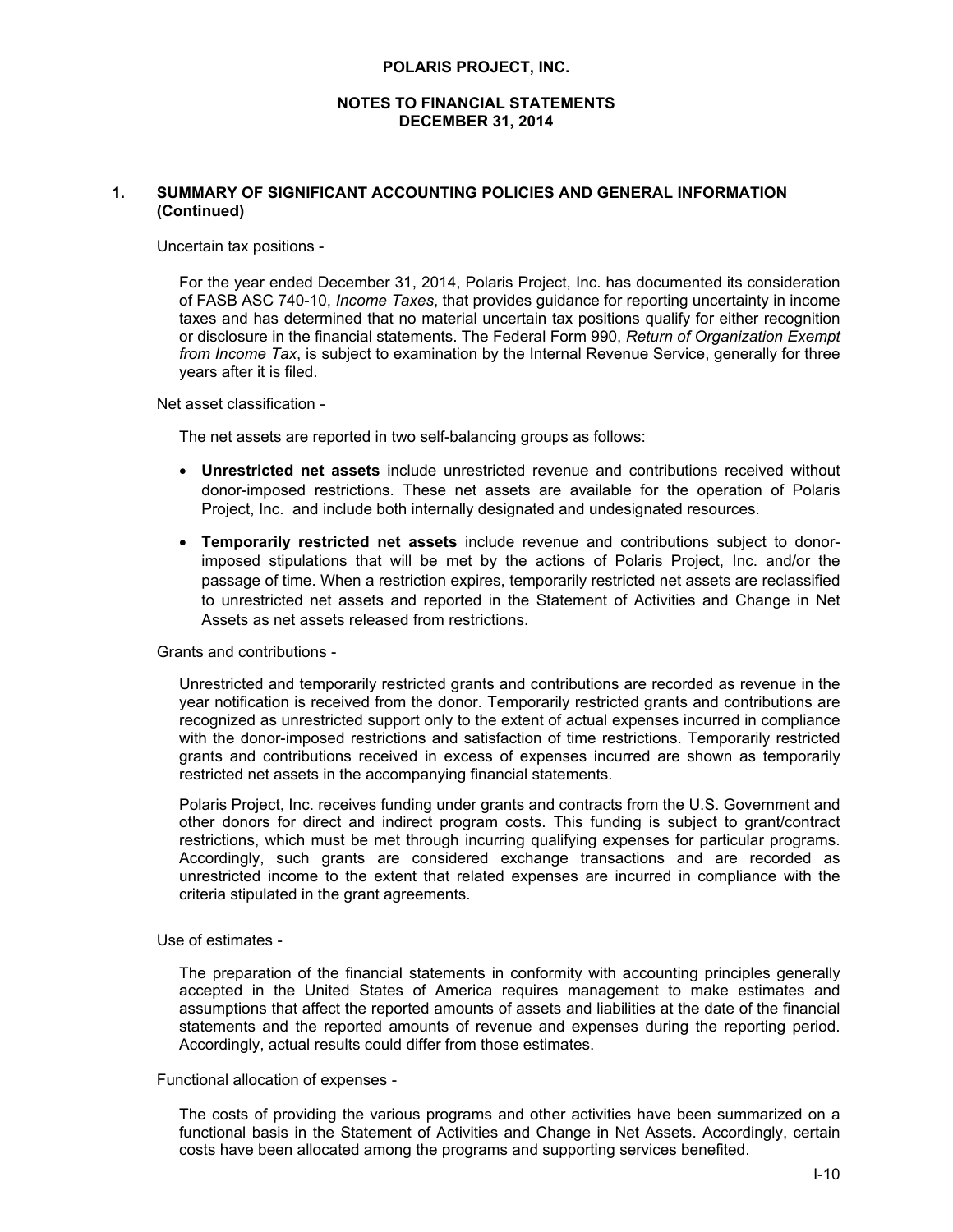## 1. SUMMARY OF SIGNIFICANT ACCOUNTING POLICIES AND GENERAL INFORMATION (Continued)

Uncertain tax positions -

For the year ended December 31, 2014, Polaris Project, Inc. has documented its consideration of FASB ASC 740-10, *Income Taxes*, that provides guidance for reporting uncertainty in income taxes and has determined that no material uncertain tax positions qualify for either recognition or disclosure in the financial statements. The Federal Form 990, *Return of Organization Exempt from Income Tax*, is subject to examination by the Internal Revenue Service, generally for three years after it is filed.

Net asset classification -

The net assets are reported in two self-balancing groups as follows:

- **Unrestricted net assets** include unrestricted revenue and contributions received without donor-imposed restrictions. These net assets are available for the operation of Polaris Project, Inc. and include both internally designated and undesignated resources.
- **Temporarily restricted net assets** include revenue and contributions subject to donor-imposed stipulations that will be met by the actions of Polaris Project, Inc. and/or the passage of time. When a restriction expires, temporarily restricted net assets are reclassified to unrestricted net assets and reported in the Statement of Activities and Change in Net Assets as net assets released from restrictions.

Grants and contributions -

Unrestricted and temporarily restricted grants and contributions are recorded as revenue in the year notification is received from the donor. Temporarily restricted grants and contributions are recognized as unrestricted support only to the extent of actual expenses incurred in compliance with the donor-imposed restrictions and satisfaction of time restrictions. Temporarily restricted grants and contributions received in excess of expenses incurred are shown as temporarily restricted net assets in the accompanying financial statements.

Polaris Project, Inc. receives funding under grants and contracts from the U.S. Government and other donors for direct and indirect program costs. This funding is subject to grant/contract restrictions, which must be met through incurring qualifying expenses for particular programs. Accordingly, such grants are considered exchange transactions and are recorded as unrestricted income to the extent that related expenses are incurred in compliance with the criteria stipulated in the grant agreements.

Use of estimates -

The preparation of the financial statements in conformity with accounting principles generally accepted in the United States of America requires management to make estimates and assumptions that affect the reported amounts of assets and liabilities at the date of the financial statements and the reported amounts of revenue and expenses during the reporting period. Accordingly, actual results could differ from those estimates.

Functional allocation of expenses -

The costs of providing the various programs and other activities have been summarized on a functional basis in the Statement of Activities and Change in Net Assets. Accordingly, certain costs have been allocated among the programs and supporting services benefited.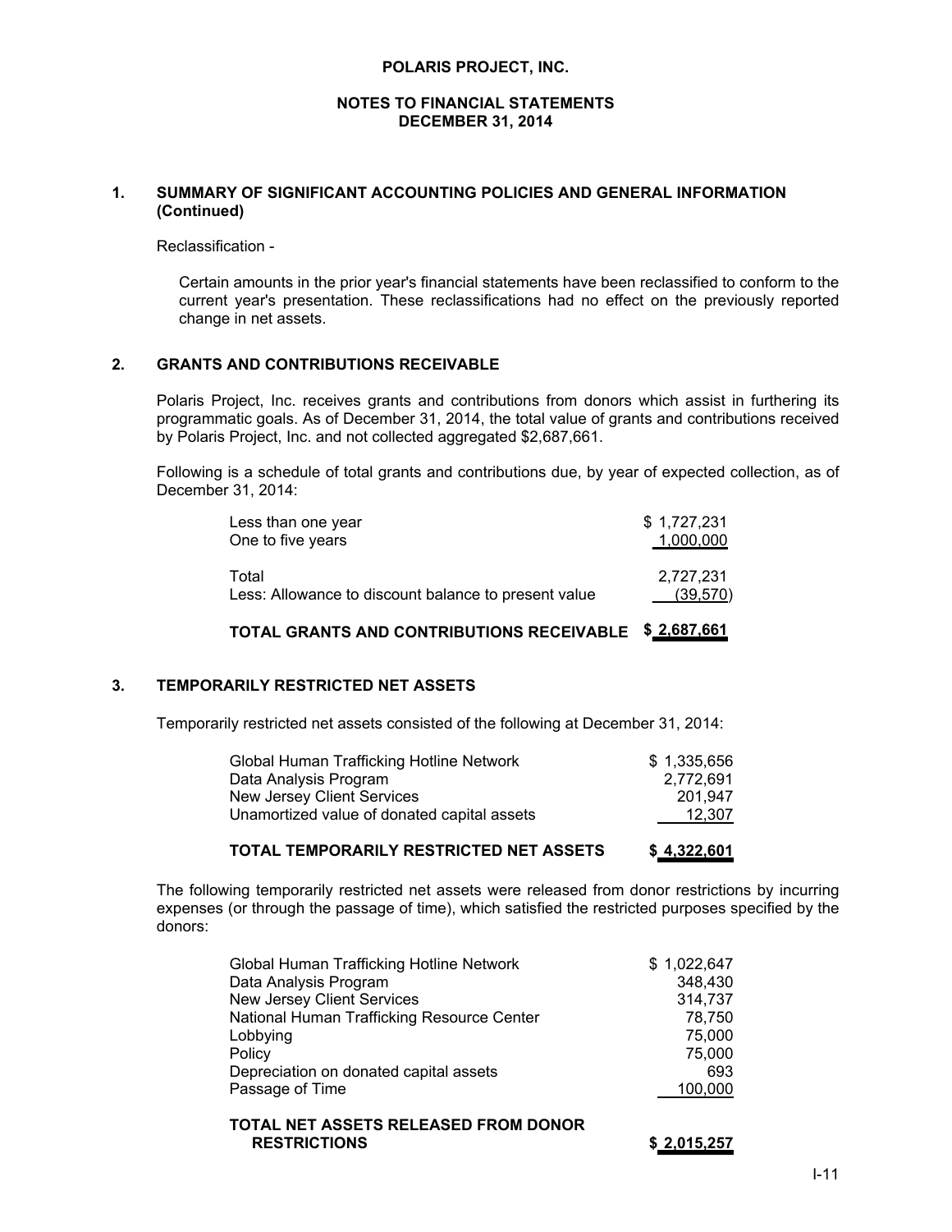**POLARIS PROJECT, INC.**

**NOTES TO FINANCIAL STATEMENTS**
**DECEMBER 31, 2014**

## 1. SUMMARY OF SIGNIFICANT ACCOUNTING POLICIES AND GENERAL INFORMATION (Continued)

Reclassification -

Certain amounts in the prior year's financial statements have been reclassified to conform to the current year's presentation. These reclassifications had no effect on the previously reported change in net assets.

## 2. GRANTS AND CONTRIBUTIONS RECEIVABLE

Polaris Project, Inc. receives grants and contributions from donors which assist in furthering its programmatic goals. As of December 31, 2014, the total value of grants and contributions received by Polaris Project, Inc. and not collected aggregated $2,687,661.

Following is a schedule of total grants and contributions due, by year of expected collection, as of December 31, 2014:

| | |
|---|---|
| Less than one year | $ 1,727,231 |
| One to five years | 1,000,000 |
| Total | 2,727,231 |
| Less: Allowance to discount balance to present value | (39,570) |
| **TOTAL GRANTS AND CONTRIBUTIONS RECEIVABLE** | **$ 2,687,661** |

## 3. TEMPORARILY RESTRICTED NET ASSETS

Temporarily restricted net assets consisted of the following at December 31, 2014:

| | |
|---|---|
| Global Human Trafficking Hotline Network | $ 1,335,656 |
| Data Analysis Program | 2,772,691 |
| New Jersey Client Services | 201,947 |
| Unamortized value of donated capital assets | 12,307 |
| **TOTAL TEMPORARILY RESTRICTED NET ASSETS** | **$ 4,322,601** |

The following temporarily restricted net assets were released from donor restrictions by incurring expenses (or through the passage of time), which satisfied the restricted purposes specified by the donors:

| | |
|---|---|
| Global Human Trafficking Hotline Network | $ 1,022,647 |
| Data Analysis Program | 348,430 |
| New Jersey Client Services | 314,737 |
| National Human Trafficking Resource Center | 78,750 |
| Lobbying | 75,000 |
| Policy | 75,000 |
| Depreciation on donated capital assets | 693 |
| Passage of Time | 100,000 |
| **TOTAL NET ASSETS RELEASED FROM DONOR RESTRICTIONS** | **$ 2,015,257** |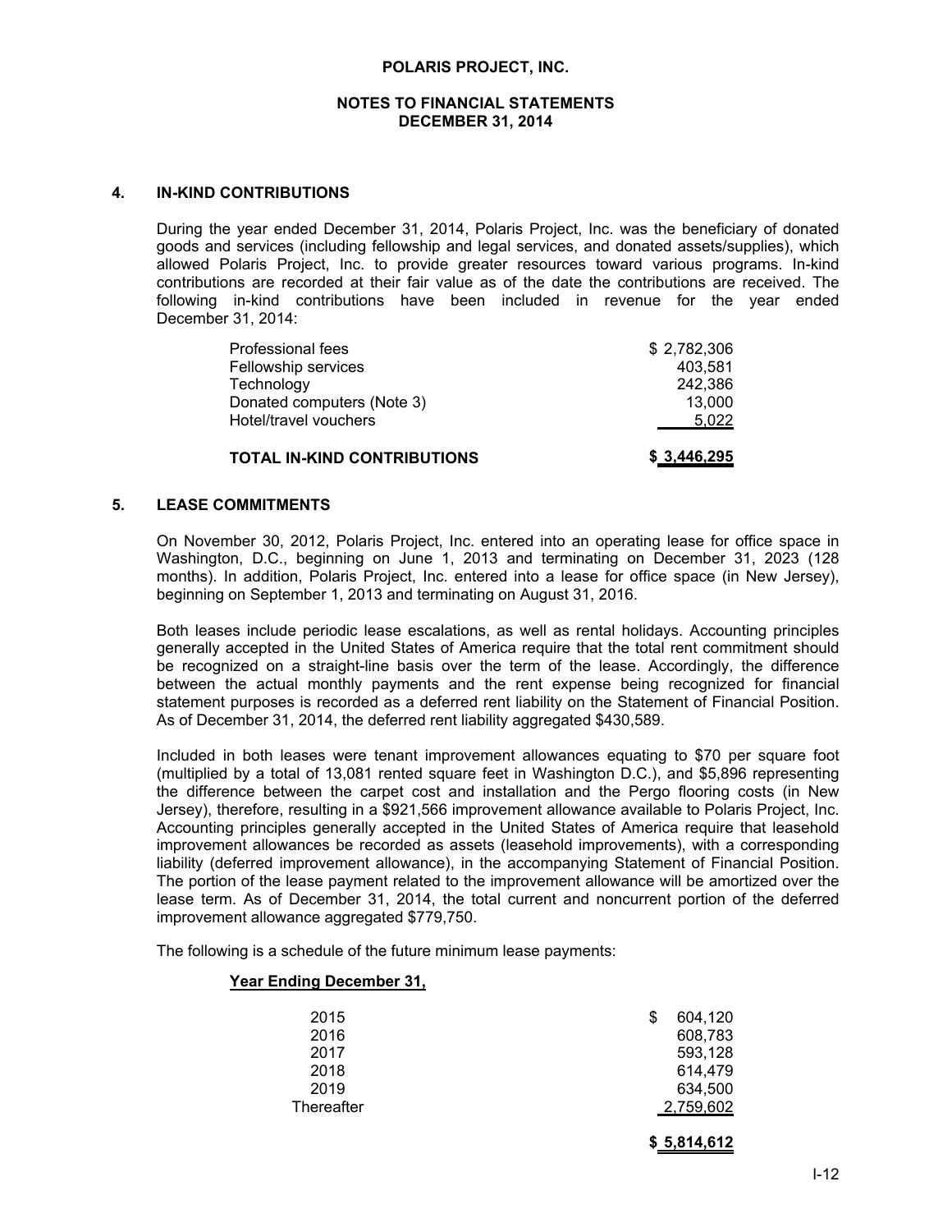**POLARIS PROJECT, INC.**

**NOTES TO FINANCIAL STATEMENTS**
**DECEMBER 31, 2014**

## 4. IN-KIND CONTRIBUTIONS

During the year ended December 31, 2014, Polaris Project, Inc. was the beneficiary of donated goods and services (including fellowship and legal services, and donated assets/supplies), which allowed Polaris Project, Inc. to provide greater resources toward various programs. In-kind contributions are recorded at their fair value as of the date the contributions are received. The following in-kind contributions have been included in revenue for the year ended December 31, 2014:

| | |
|---|---|
| Professional fees | $ 2,782,306 |
| Fellowship services | 403,581 |
| Technology | 242,386 |
| Donated computers (Note 3) | 13,000 |
| Hotel/travel vouchers | 5,022 |
| **TOTAL IN-KIND CONTRIBUTIONS** | **$ 3,446,295** |

## 5. LEASE COMMITMENTS

On November 30, 2012, Polaris Project, Inc. entered into an operating lease for office space in Washington, D.C., beginning on June 1, 2013 and terminating on December 31, 2023 (128 months). In addition, Polaris Project, Inc. entered into a lease for office space (in New Jersey), beginning on September 1, 2013 and terminating on August 31, 2016.

Both leases include periodic lease escalations, as well as rental holidays. Accounting principles generally accepted in the United States of America require that the total rent commitment should be recognized on a straight-line basis over the term of the lease. Accordingly, the difference between the actual monthly payments and the rent expense being recognized for financial statement purposes is recorded as a deferred rent liability on the Statement of Financial Position. As of December 31, 2014, the deferred rent liability aggregated $430,589.

Included in both leases were tenant improvement allowances equating to $70 per square foot (multiplied by a total of 13,081 rented square feet in Washington D.C.), and $5,896 representing the difference between the carpet cost and installation and the Pergo flooring costs (in New Jersey), therefore, resulting in a $921,566 improvement allowance available to Polaris Project, Inc. Accounting principles generally accepted in the United States of America require that leasehold improvement allowances be recorded as assets (leasehold improvements), with a corresponding liability (deferred improvement allowance), in the accompanying Statement of Financial Position. The portion of the lease payment related to the improvement allowance will be amortized over the lease term. As of December 31, 2014, the total current and noncurrent portion of the deferred improvement allowance aggregated $779,750.

The following is a schedule of the future minimum lease payments:

| **Year Ending December 31,** | |
|---|---|
| 2015 | $ 604,120 |
| 2016 | 608,783 |
| 2017 | 593,128 |
| 2018 | 614,479 |
| 2019 | 634,500 |
| Thereafter | 2,759,602 |
| | **$ 5,814,612** |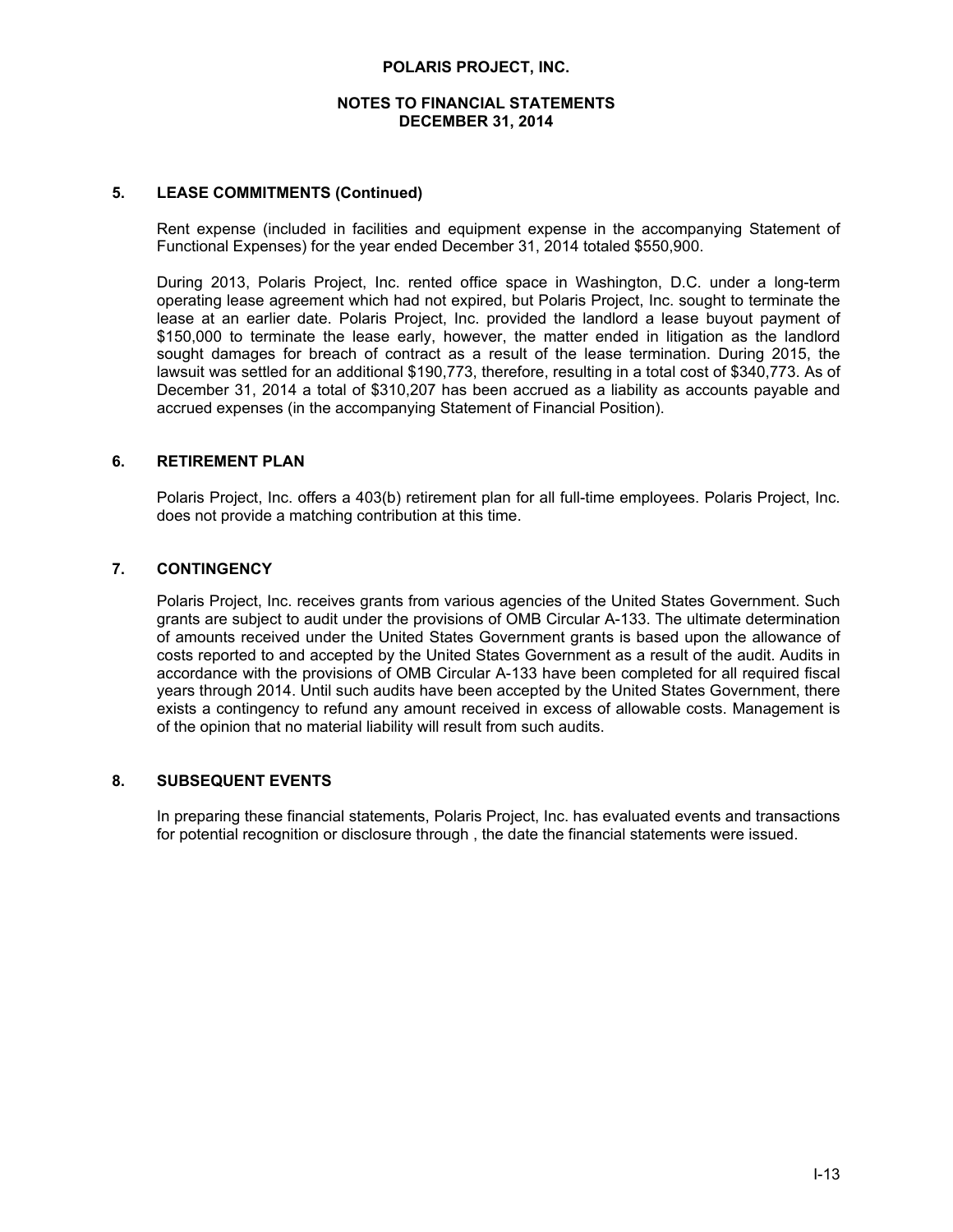**POLARIS PROJECT, INC.**

**NOTES TO FINANCIAL STATEMENTS**
**DECEMBER 31, 2014**

### 5. LEASE COMMITMENTS (Continued)

Rent expense (included in facilities and equipment expense in the accompanying Statement of Functional Expenses) for the year ended December 31, 2014 totaled $550,900.

During 2013, Polaris Project, Inc. rented office space in Washington, D.C. under a long-term operating lease agreement which had not expired, but Polaris Project, Inc. sought to terminate the lease at an earlier date. Polaris Project, Inc. provided the landlord a lease buyout payment of $150,000 to terminate the lease early, however, the matter ended in litigation as the landlord sought damages for breach of contract as a result of the lease termination. During 2015, the lawsuit was settled for an additional $190,773, therefore, resulting in a total cost of $340,773. As of December 31, 2014 a total of $310,207 has been accrued as a liability as accounts payable and accrued expenses (in the accompanying Statement of Financial Position).

### 6. RETIREMENT PLAN

Polaris Project, Inc. offers a 403(b) retirement plan for all full-time employees. Polaris Project, Inc. does not provide a matching contribution at this time.

### 7. CONTINGENCY

Polaris Project, Inc. receives grants from various agencies of the United States Government. Such grants are subject to audit under the provisions of OMB Circular A-133. The ultimate determination of amounts received under the United States Government grants is based upon the allowance of costs reported to and accepted by the United States Government as a result of the audit. Audits in accordance with the provisions of OMB Circular A-133 have been completed for all required fiscal years through 2014. Until such audits have been accepted by the United States Government, there exists a contingency to refund any amount received in excess of allowable costs. Management is of the opinion that no material liability will result from such audits.

### 8. SUBSEQUENT EVENTS

In preparing these financial statements, Polaris Project, Inc. has evaluated events and transactions for potential recognition or disclosure through , the date the financial statements were issued.